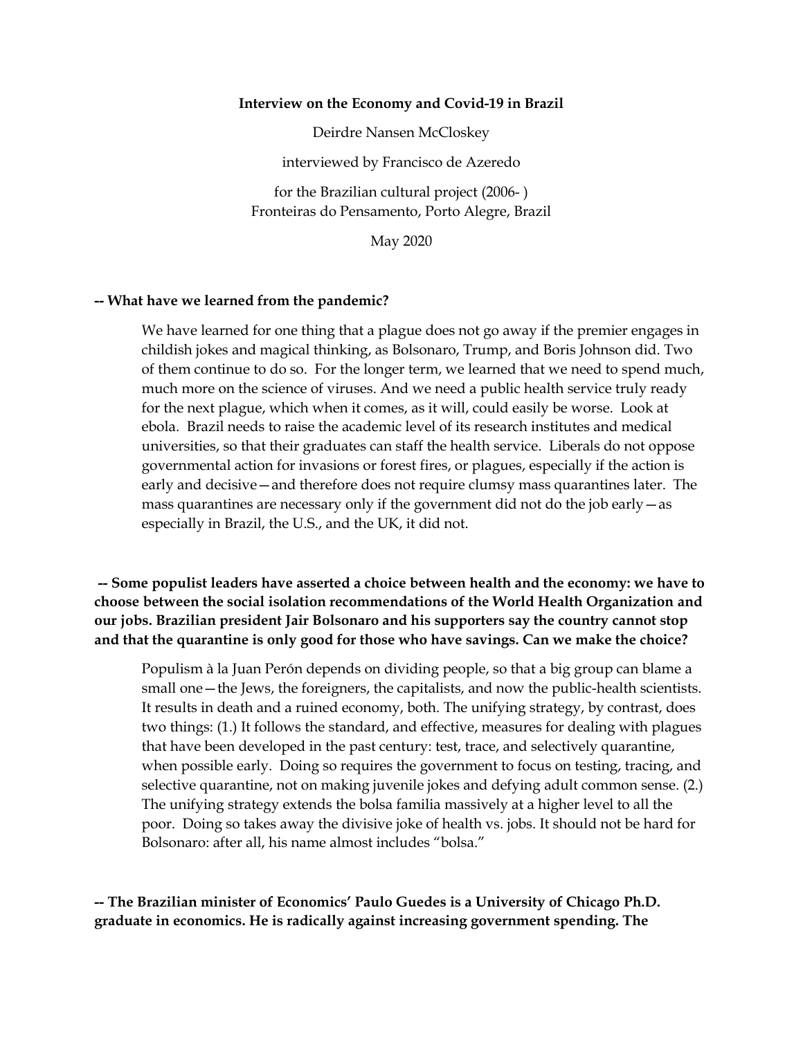**Interview on the Economy and Covid-19 in Brazil**

Deirdre Nansen McCloskey

interviewed by Francisco de Azeredo

for the Brazilian cultural project (2006- )
Fronteiras do Pensamento, Porto Alegre, Brazil

May 2020

**-- What have we learned from the pandemic?**

We have learned for one thing that a plague does not go away if the premier engages in childish jokes and magical thinking, as Bolsonaro, Trump, and Boris Johnson did. Two of them continue to do so. For the longer term, we learned that we need to spend much, much more on the science of viruses. And we need a public health service truly ready for the next plague, which when it comes, as it will, could easily be worse. Look at ebola. Brazil needs to raise the academic level of its research institutes and medical universities, so that their graduates can staff the health service. Liberals do not oppose governmental action for invasions or forest fires, or plagues, especially if the action is early and decisive—and therefore does not require clumsy mass quarantines later. The mass quarantines are necessary only if the government did not do the job early—as especially in Brazil, the U.S., and the UK, it did not.

**-- Some populist leaders have asserted a choice between health and the economy: we have to choose between the social isolation recommendations of the World Health Organization and our jobs. Brazilian president Jair Bolsonaro and his supporters say the country cannot stop and that the quarantine is only good for those who have savings. Can we make the choice?**

Populism à la Juan Perón depends on dividing people, so that a big group can blame a small one—the Jews, the foreigners, the capitalists, and now the public-health scientists. It results in death and a ruined economy, both. The unifying strategy, by contrast, does two things: (1.) It follows the standard, and effective, measures for dealing with plagues that have been developed in the past century: test, trace, and selectively quarantine, when possible early. Doing so requires the government to focus on testing, tracing, and selective quarantine, not on making juvenile jokes and defying adult common sense. (2.) The unifying strategy extends the bolsa familia massively at a higher level to all the poor. Doing so takes away the divisive joke of health vs. jobs. It should not be hard for Bolsonaro: after all, his name almost includes "bolsa."

**-- The Brazilian minister of Economics' Paulo Guedes is a University of Chicago Ph.D. graduate in economics. He is radically against increasing government spending. The**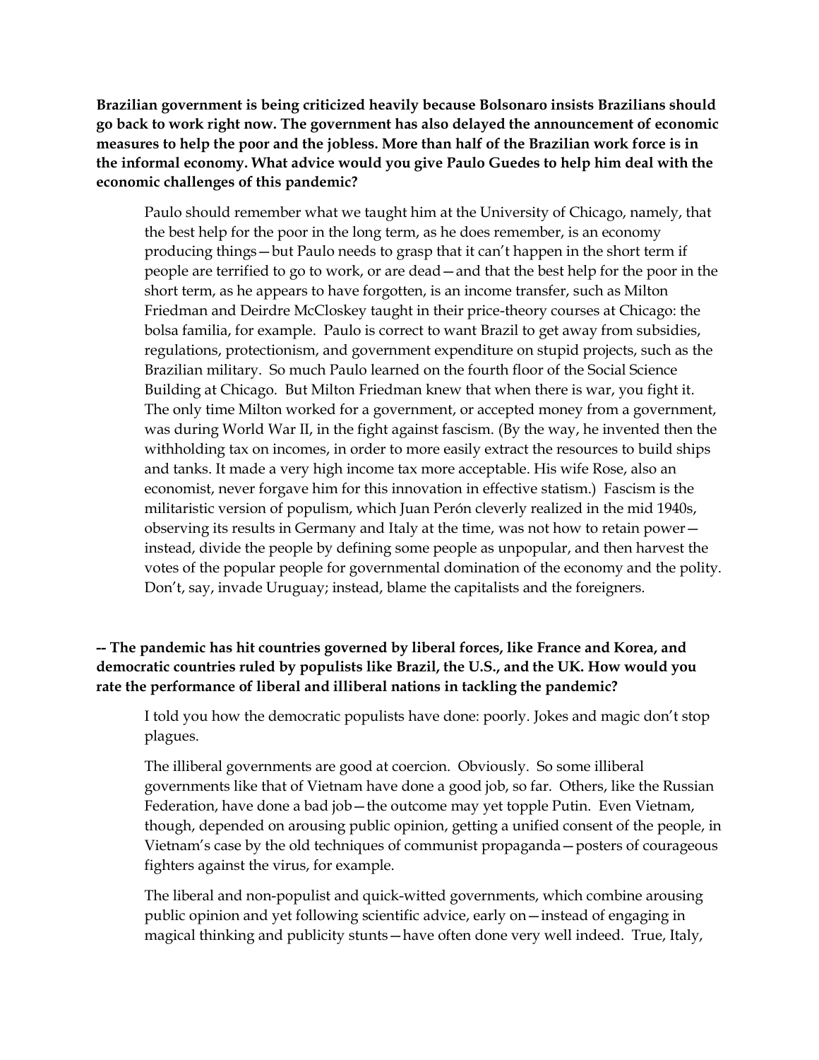**Brazilian government is being criticized heavily because Bolsonaro insists Brazilians should go back to work right now. The government has also delayed the announcement of economic measures to help the poor and the jobless. More than half of the Brazilian work force is in the informal economy. What advice would you give Paulo Guedes to help him deal with the economic challenges of this pandemic?**

> Paulo should remember what we taught him at the University of Chicago, namely, that the best help for the poor in the long term, as he does remember, is an economy producing things—but Paulo needs to grasp that it can't happen in the short term if people are terrified to go to work, or are dead—and that the best help for the poor in the short term, as he appears to have forgotten, is an income transfer, such as Milton Friedman and Deirdre McCloskey taught in their price-theory courses at Chicago: the bolsa familia, for example. Paulo is correct to want Brazil to get away from subsidies, regulations, protectionism, and government expenditure on stupid projects, such as the Brazilian military. So much Paulo learned on the fourth floor of the Social Science Building at Chicago. But Milton Friedman knew that when there is war, you fight it. The only time Milton worked for a government, or accepted money from a government, was during World War II, in the fight against fascism. (By the way, he invented then the withholding tax on incomes, in order to more easily extract the resources to build ships and tanks. It made a very high income tax more acceptable. His wife Rose, also an economist, never forgave him for this innovation in effective statism.) Fascism is the militaristic version of populism, which Juan Perón cleverly realized in the mid 1940s, observing its results in Germany and Italy at the time, was not how to retain power—instead, divide the people by defining some people as unpopular, and then harvest the votes of the popular people for governmental domination of the economy and the polity. Don't, say, invade Uruguay; instead, blame the capitalists and the foreigners.

**-- The pandemic has hit countries governed by liberal forces, like France and Korea, and democratic countries ruled by populists like Brazil, the U.S., and the UK. How would you rate the performance of liberal and illiberal nations in tackling the pandemic?**

> I told you how the democratic populists have done: poorly. Jokes and magic don't stop plagues.
>
> The illiberal governments are good at coercion. Obviously. So some illiberal governments like that of Vietnam have done a good job, so far. Others, like the Russian Federation, have done a bad job—the outcome may yet topple Putin. Even Vietnam, though, depended on arousing public opinion, getting a unified consent of the people, in Vietnam's case by the old techniques of communist propaganda—posters of courageous fighters against the virus, for example.
>
> The liberal and non-populist and quick-witted governments, which combine arousing public opinion and yet following scientific advice, early on—instead of engaging in magical thinking and publicity stunts—have often done very well indeed. True, Italy,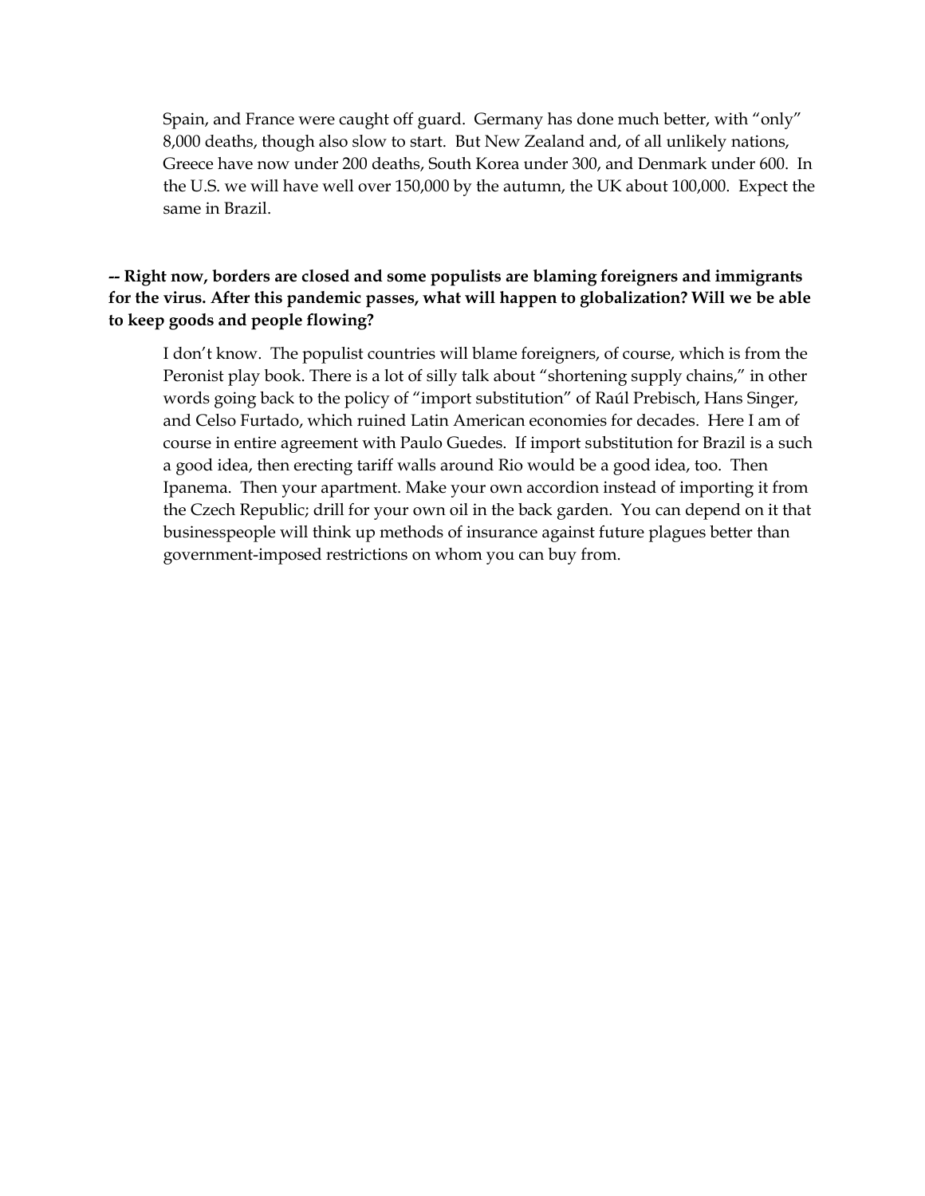Spain, and France were caught off guard. Germany has done much better, with "only" 8,000 deaths, though also slow to start. But New Zealand and, of all unlikely nations, Greece have now under 200 deaths, South Korea under 300, and Denmark under 600. In the U.S. we will have well over 150,000 by the autumn, the UK about 100,000. Expect the same in Brazil.

**-- Right now, borders are closed and some populists are blaming foreigners and immigrants for the virus. After this pandemic passes, what will happen to globalization? Will we be able to keep goods and people flowing?**

I don't know. The populist countries will blame foreigners, of course, which is from the Peronist play book. There is a lot of silly talk about "shortening supply chains," in other words going back to the policy of "import substitution" of Raúl Prebisch, Hans Singer, and Celso Furtado, which ruined Latin American economies for decades. Here I am of course in entire agreement with Paulo Guedes. If import substitution for Brazil is a such a good idea, then erecting tariff walls around Rio would be a good idea, too. Then Ipanema. Then your apartment. Make your own accordion instead of importing it from the Czech Republic; drill for your own oil in the back garden. You can depend on it that businesspeople will think up methods of insurance against future plagues better than government-imposed restrictions on whom you can buy from.